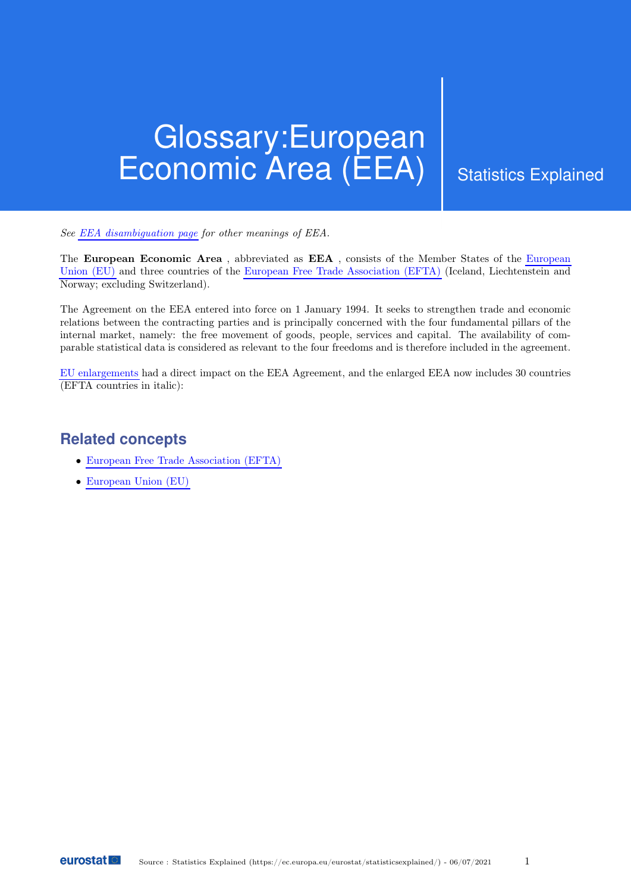# Glossary:European Economic Area (EEA)

Statistics Explained

*See EEA disambiguation page for other meanings of EEA.*

The **European Economic Area** , abbreviated as **EEA** , consists of the Member States of the European Union (EU) and three countries of the European Free Trade Association (EFTA) (Iceland, Liechtenstein and Norway; excluding Switzerland).

The Agreement on the EEA entered into force on 1 January 1994. It seeks to strengthen trade and economic relations between the contracting parties and is principally concerned with the four fundamental pillars of the internal market, namely: the free movement of goods, people, services and capital. The availability of comparable statistical data is considered as relevant to the four freedoms and is therefore included in the agreement.

EU enlargements had a direct impact on the EEA Agreement, and the enlarged EEA now includes 30 countries (EFTA countries in italic):

## Related concepts

- European Free Trade Association (EFTA)
- European Union (EU)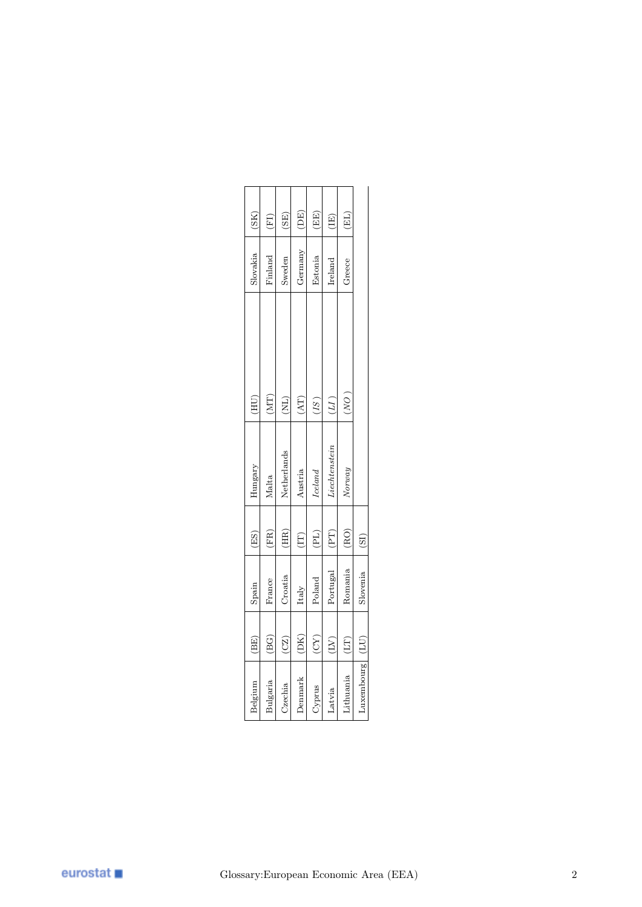| | | | | | | | |
|---|---|---|---|---|---|---|---|
| Belgium | (BE) | Spain | (ES) | Hungary | (HU) | Slovakia | (SK) |
| Bulgaria | (BG) | France | (FR) | Malta | (MT) | Finland | (FI) |
| Czechia | (CZ) | Croatia | (HR) | Netherlands | (NL) | Sweden | (SE) |
| Denmark | (DK) | Italy | (IT) | Austria | (AT) | Germany | (DE) |
| Cyprus | (CY) | Poland | (PL) | *Iceland* | (*IS*) | Estonia | (EE) |
| Latvia | (LV) | Portugal | (PT) | *Liechtenstein* | (*LI*) | Ireland | (IE) |
| Lithuania | (LT) | Romania | (RO) | *Norway* | (*NO*) | Greece | (EL) |
| Luxembourg | (LU) | Slovenia | (SI) | | | | |